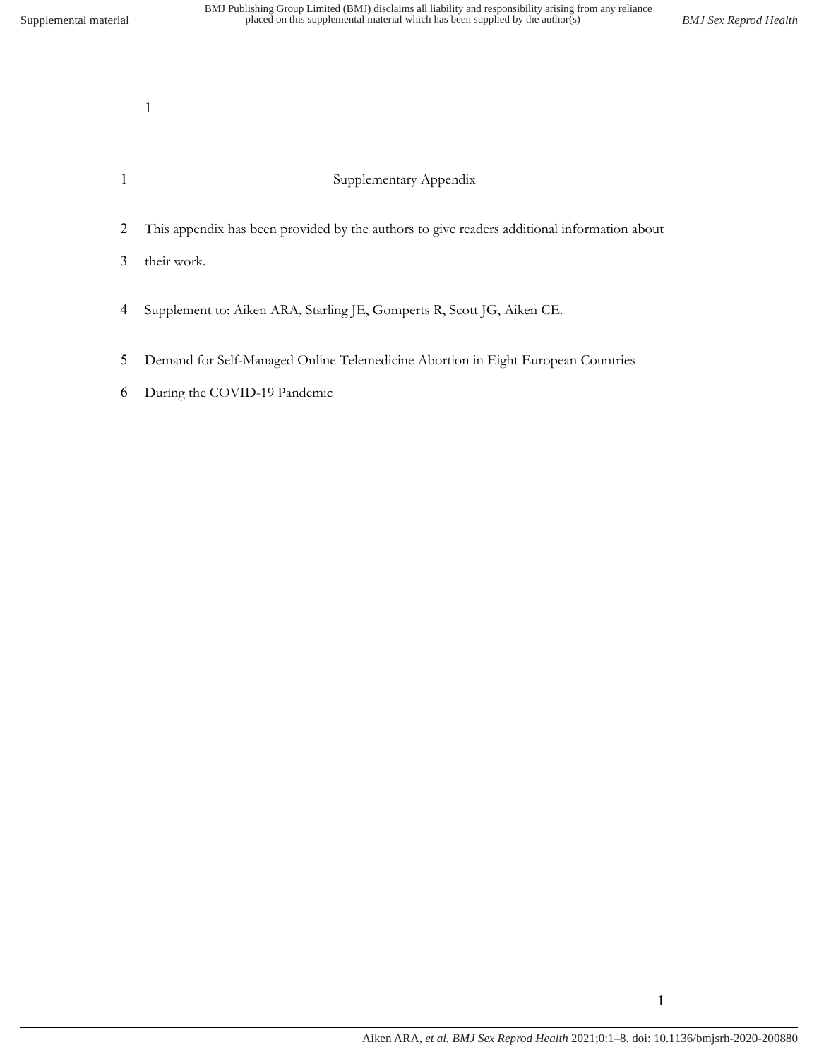# Supplementary Appendix

This appendix has been provided by the authors to give readers additional information about their work.

Supplement to: Aiken ARA, Starling JE, Gomperts R, Scott JG, Aiken CE.

Demand for Self-Managed Online Telemedicine Abortion in Eight European Countries During the COVID-19 Pandemic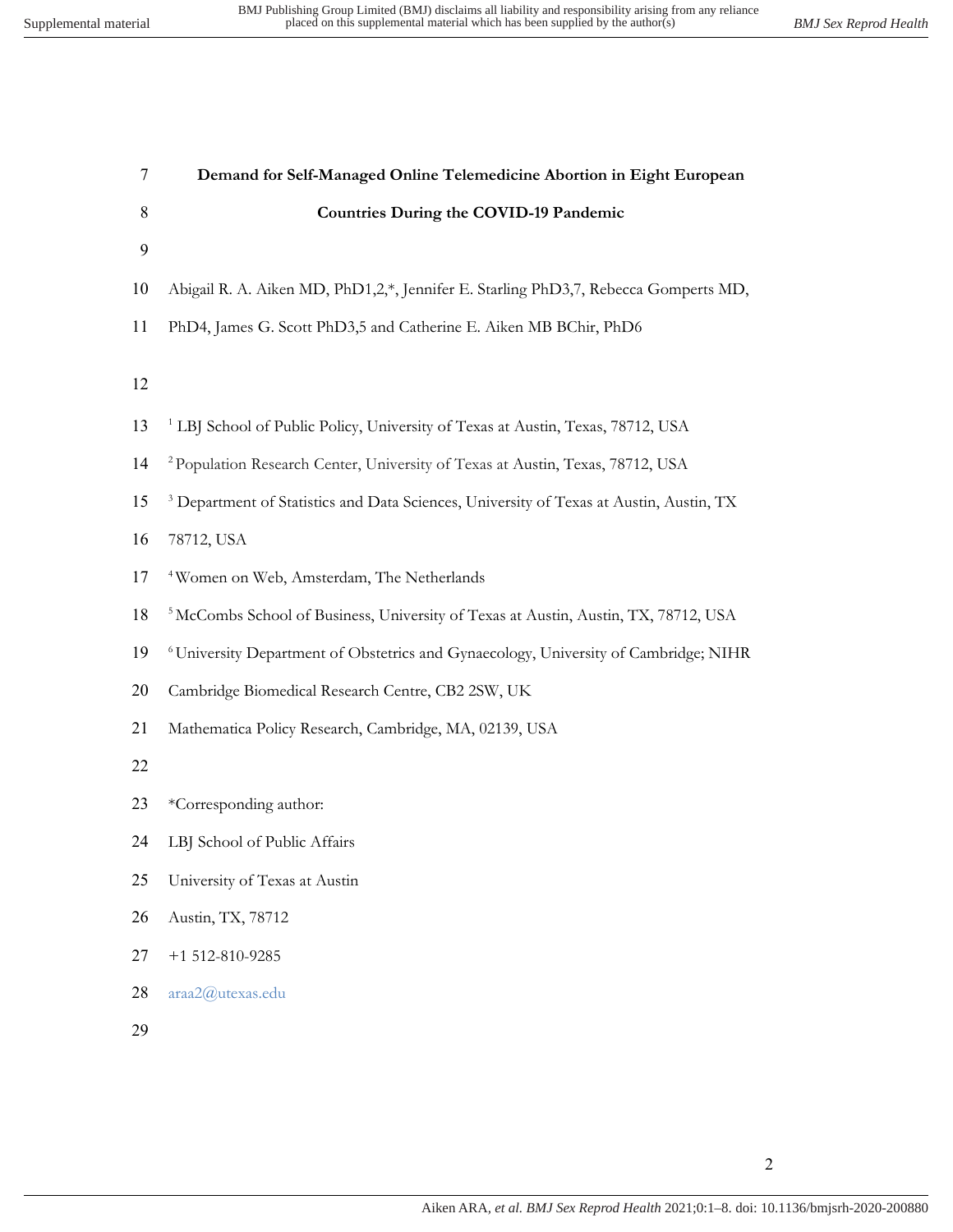# Demand for Self-Managed Online Telemedicine Abortion in Eight European Countries During the COVID-19 Pandemic

Abigail R. A. Aiken MD, PhD1,2,*, Jennifer E. Starling PhD3,7, Rebecca Gomperts MD, PhD4, James G. Scott PhD3,5 and Catherine E. Aiken MB BChir, PhD6

[1] LBJ School of Public Policy, University of Texas at Austin, Texas, 78712, USA

[2] Population Research Center, University of Texas at Austin, Texas, 78712, USA

[3] Department of Statistics and Data Sciences, University of Texas at Austin, Austin, TX 78712, USA

[4] Women on Web, Amsterdam, The Netherlands

[5] McCombs School of Business, University of Texas at Austin, Austin, TX, 78712, USA

[6] University Department of Obstetrics and Gynaecology, University of Cambridge; NIHR Cambridge Biomedical Research Centre, CB2 2SW, UK

Mathematica Policy Research, Cambridge, MA, 02139, USA

*Corresponding author:

LBJ School of Public Affairs

University of Texas at Austin

Austin, TX, 78712

+1 512-810-9285

araa2@utexas.edu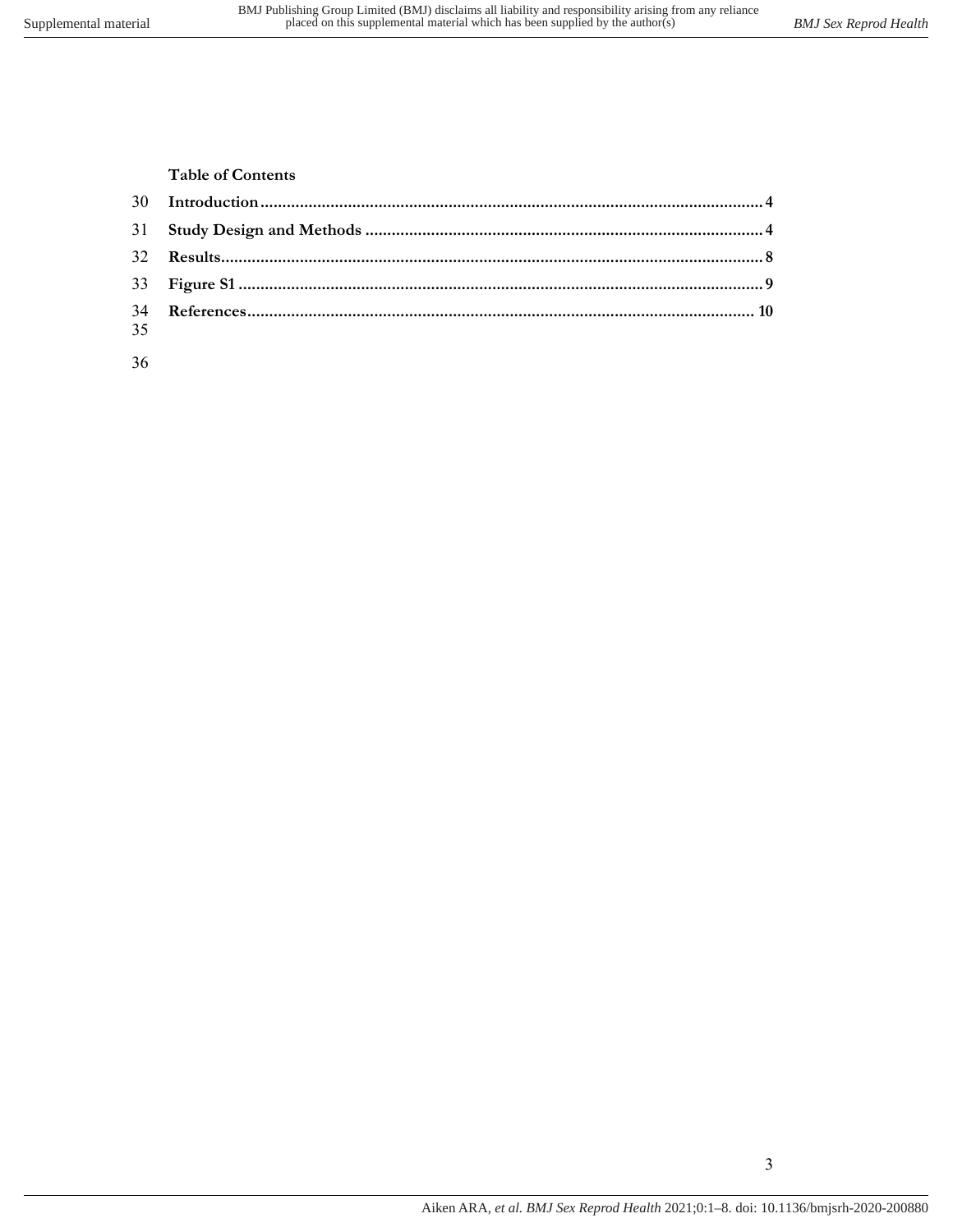**Table of Contents**

**Introduction** ........................................ 4

**Study Design and Methods** ........................................ 4

**Results** ........................................ 8

**Figure S1** ........................................ 9

**References** ........................................ 10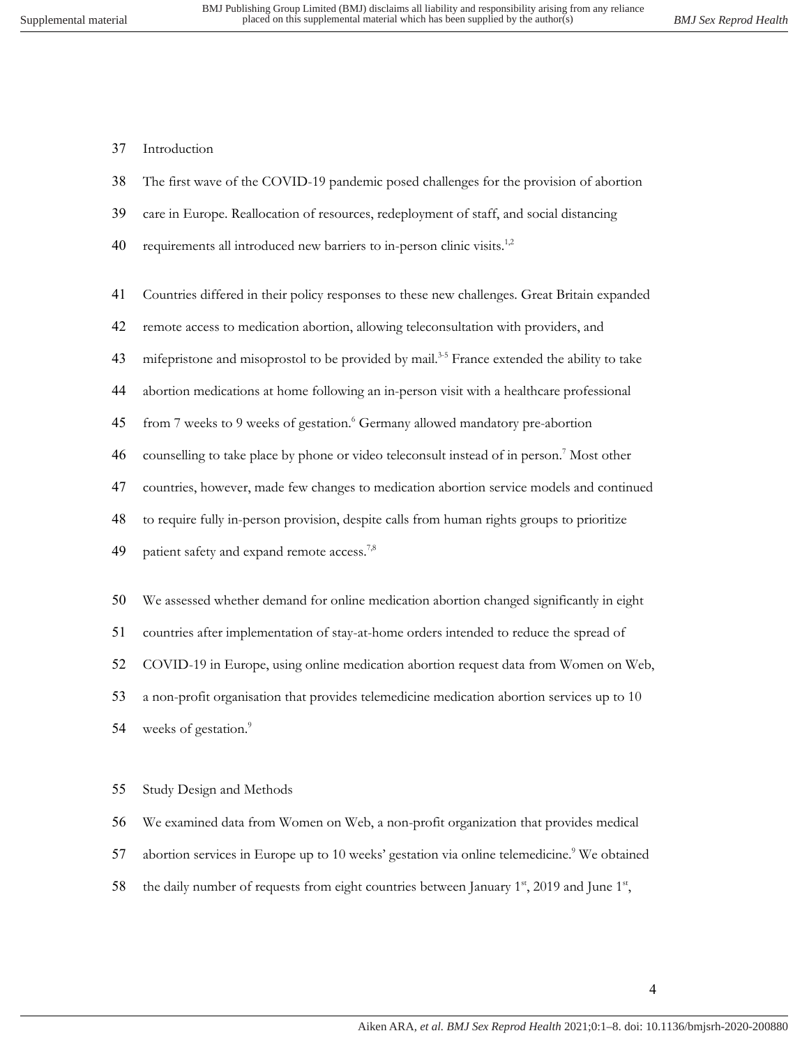## Introduction

The first wave of the COVID-19 pandemic posed challenges for the provision of abortion care in Europe. Reallocation of resources, redeployment of staff, and social distancing requirements all introduced new barriers to in-person clinic visits.[1,2]

Countries differed in their policy responses to these new challenges. Great Britain expanded remote access to medication abortion, allowing teleconsultation with providers, and mifepristone and misoprostol to be provided by mail.[3-5] France extended the ability to take abortion medications at home following an in-person visit with a healthcare professional from 7 weeks to 9 weeks of gestation.[6] Germany allowed mandatory pre-abortion counselling to take place by phone or video teleconsult instead of in person.[7] Most other countries, however, made few changes to medication abortion service models and continued to require fully in-person provision, despite calls from human rights groups to prioritize patient safety and expand remote access.[7,8]

We assessed whether demand for online medication abortion changed significantly in eight countries after implementation of stay-at-home orders intended to reduce the spread of COVID-19 in Europe, using online medication abortion request data from Women on Web, a non-profit organisation that provides telemedicine medication abortion services up to 10 weeks of gestation.[9]

## Study Design and Methods

We examined data from Women on Web, a non-profit organization that provides medical abortion services in Europe up to 10 weeks' gestation via online telemedicine.[9] We obtained the daily number of requests from eight countries between January 1st, 2019 and June 1st,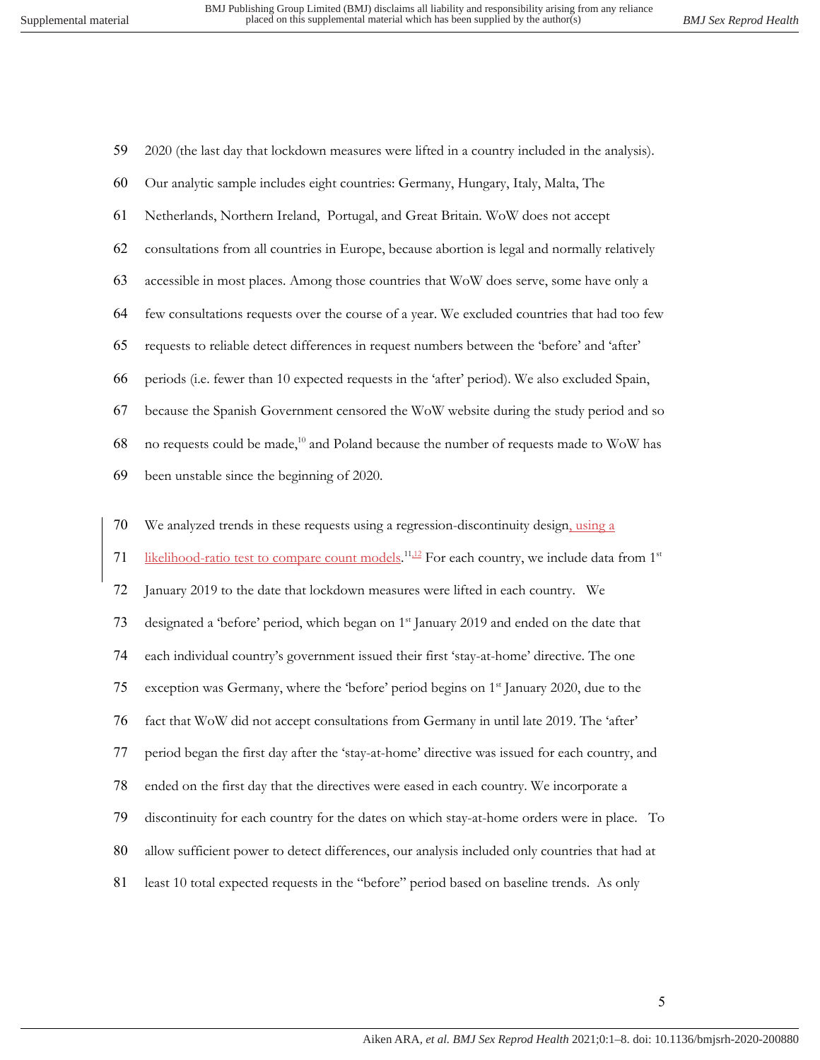2020 (the last day that lockdown measures were lifted in a country included in the analysis). Our analytic sample includes eight countries: Germany, Hungary, Italy, Malta, The Netherlands, Northern Ireland, Portugal, and Great Britain. WoW does not accept consultations from all countries in Europe, because abortion is legal and normally relatively accessible in most places. Among those countries that WoW does serve, some have only a few consultations requests over the course of a year. We excluded countries that had too few requests to reliable detect differences in request numbers between the 'before' and 'after' periods (i.e. fewer than 10 expected requests in the 'after' period). We also excluded Spain, because the Spanish Government censored the WoW website during the study period and so no requests could be made,[10] and Poland because the number of requests made to WoW has been unstable since the beginning of 2020.

We analyzed trends in these requests using a regression-discontinuity design, using a likelihood-ratio test to compare count models.[11,12] For each country, we include data from 1st January 2019 to the date that lockdown measures were lifted in each country. We designated a 'before' period, which began on 1st January 2019 and ended on the date that each individual country's government issued their first 'stay-at-home' directive. The one exception was Germany, where the 'before' period begins on 1st January 2020, due to the fact that WoW did not accept consultations from Germany in until late 2019. The 'after' period began the first day after the 'stay-at-home' directive was issued for each country, and ended on the first day that the directives were eased in each country. We incorporate a discontinuity for each country for the dates on which stay-at-home orders were in place. To allow sufficient power to detect differences, our analysis included only countries that had at least 10 total expected requests in the "before" period based on baseline trends. As only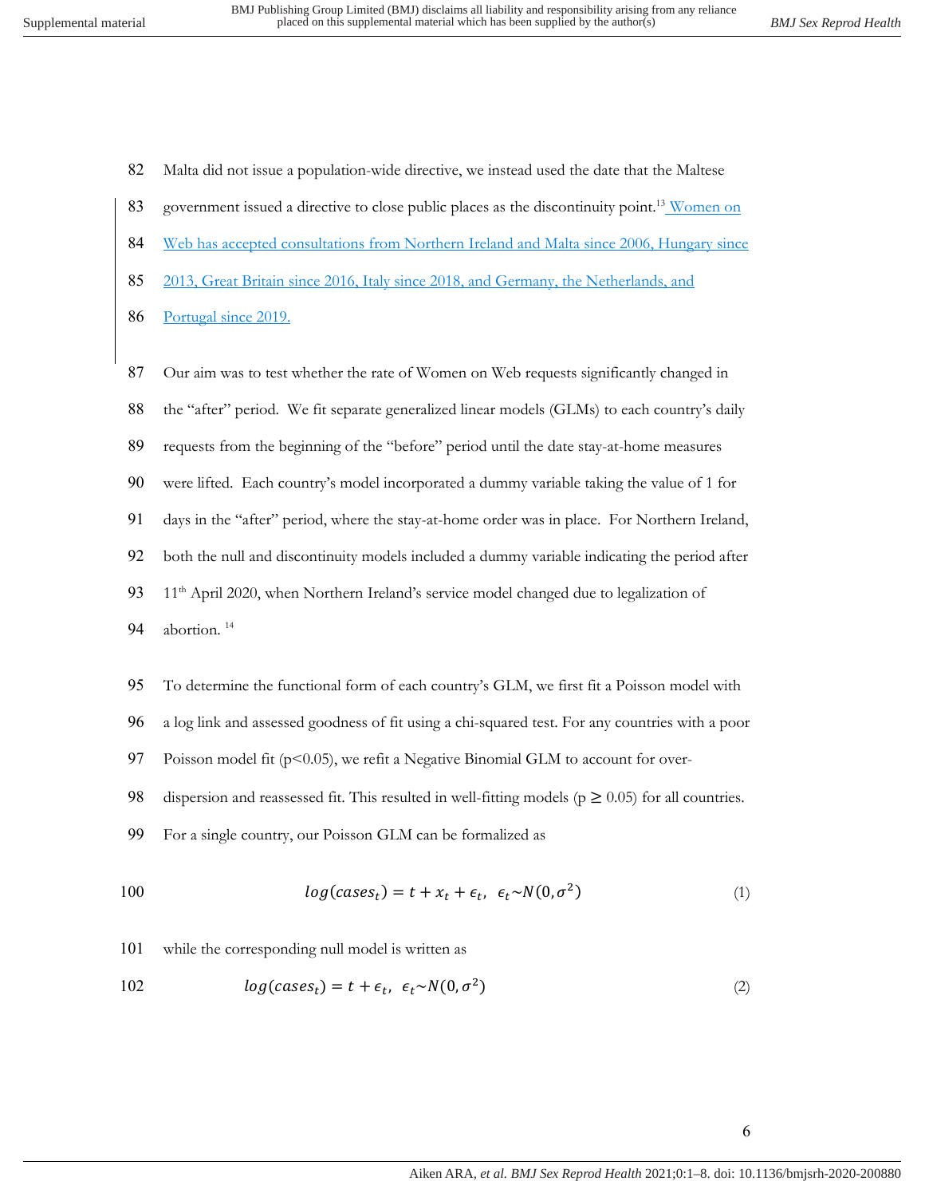Malta did not issue a population-wide directive, we instead used the date that the Maltese government issued a directive to close public places as the discontinuity point.[13] Women on Web has accepted consultations from Northern Ireland and Malta since 2006, Hungary since 2013, Great Britain since 2016, Italy since 2018, and Germany, the Netherlands, and Portugal since 2019.

Our aim was to test whether the rate of Women on Web requests significantly changed in the "after" period. We fit separate generalized linear models (GLMs) to each country's daily requests from the beginning of the "before" period until the date stay-at-home measures were lifted. Each country's model incorporated a dummy variable taking the value of 1 for days in the "after" period, where the stay-at-home order was in place. For Northern Ireland, both the null and discontinuity models included a dummy variable indicating the period after 11th April 2020, when Northern Ireland's service model changed due to legalization of abortion. [14]

To determine the functional form of each country's GLM, we first fit a Poisson model with a log link and assessed goodness of fit using a chi-squared test. For any countries with a poor Poisson model fit ($p<0.05$), we refit a Negative Binomial GLM to account for over-dispersion and reassessed fit. This resulted in well-fitting models ($p \geq 0.05$) for all countries. For a single country, our Poisson GLM can be formalized as

$$log(cases_t) = t + x_t + \epsilon_t, \;\; \epsilon_t \sim N(0, \sigma^2) \tag{1}$$

while the corresponding null model is written as

$$log(cases_t) = t + \epsilon_t, \;\; \epsilon_t \sim N(0, \sigma^2) \tag{2}$$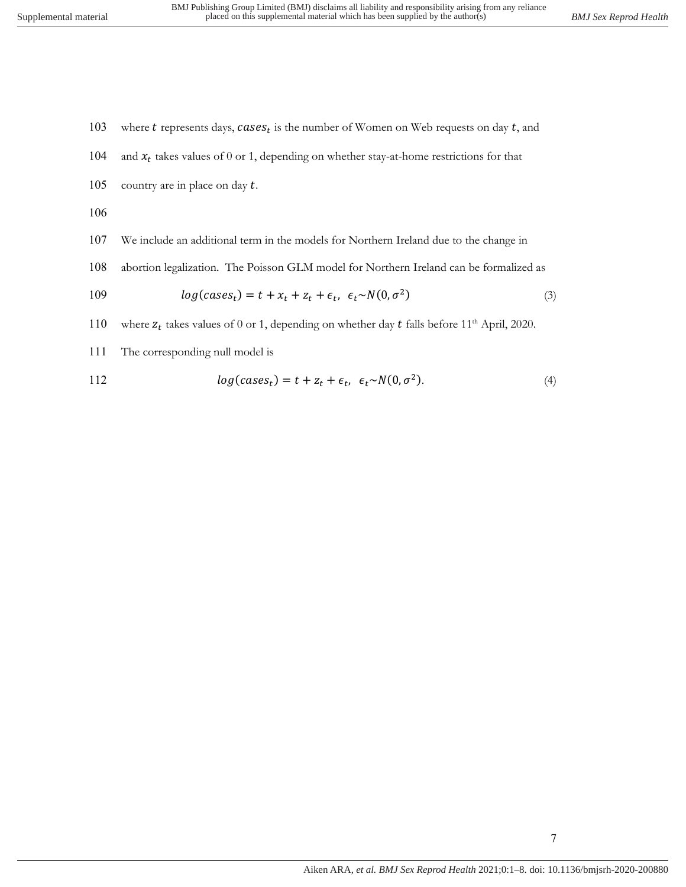where $t$ represents days, $cases_t$ is the number of Women on Web requests on day $t$, and and $x_t$ takes values of 0 or 1, depending on whether stay-at-home restrictions for that country are in place on day $t$.

We include an additional term in the models for Northern Ireland due to the change in abortion legalization. The Poisson GLM model for Northern Ireland can be formalized as

$$log(cases_t) = t + x_t + z_t + \epsilon_t, \;\; \epsilon_t \sim N(0, \sigma^2) \quad (3)$$

where $z_t$ takes values of 0 or 1, depending on whether day $t$ falls before 11th April, 2020.

The corresponding null model is

$$log(cases_t) = t + z_t + \epsilon_t, \;\; \epsilon_t \sim N(0, \sigma^2). \quad (4)$$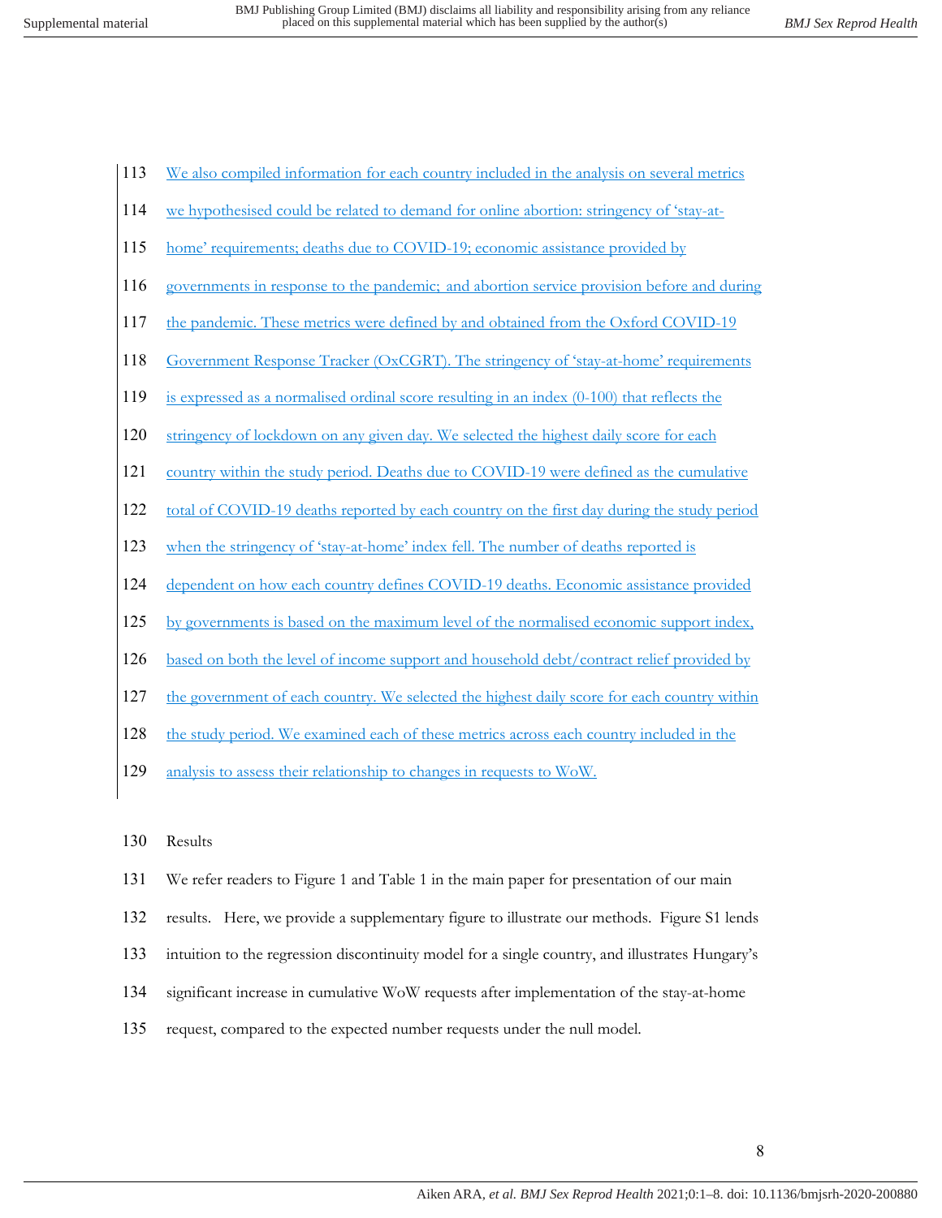We also compiled information for each country included in the analysis on several metrics we hypothesised could be related to demand for online abortion: stringency of 'stay-at-home' requirements; deaths due to COVID-19; economic assistance provided by governments in response to the pandemic; and abortion service provision before and during the pandemic. These metrics were defined by and obtained from the Oxford COVID-19 Government Response Tracker (OxCGRT). The stringency of 'stay-at-home' requirements is expressed as a normalised ordinal score resulting in an index (0-100) that reflects the stringency of lockdown on any given day. We selected the highest daily score for each country within the study period. Deaths due to COVID-19 were defined as the cumulative total of COVID-19 deaths reported by each country on the first day during the study period when the stringency of 'stay-at-home' index fell. The number of deaths reported is dependent on how each country defines COVID-19 deaths. Economic assistance provided by governments is based on the maximum level of the normalised economic support index, based on both the level of income support and household debt/contract relief provided by the government of each country. We selected the highest daily score for each country within the study period. We examined each of these metrics across each country included in the analysis to assess their relationship to changes in requests to WoW.

## Results

We refer readers to Figure 1 and Table 1 in the main paper for presentation of our main results. Here, we provide a supplementary figure to illustrate our methods. Figure S1 lends intuition to the regression discontinuity model for a single country, and illustrates Hungary's significant increase in cumulative WoW requests after implementation of the stay-at-home request, compared to the expected number requests under the null model.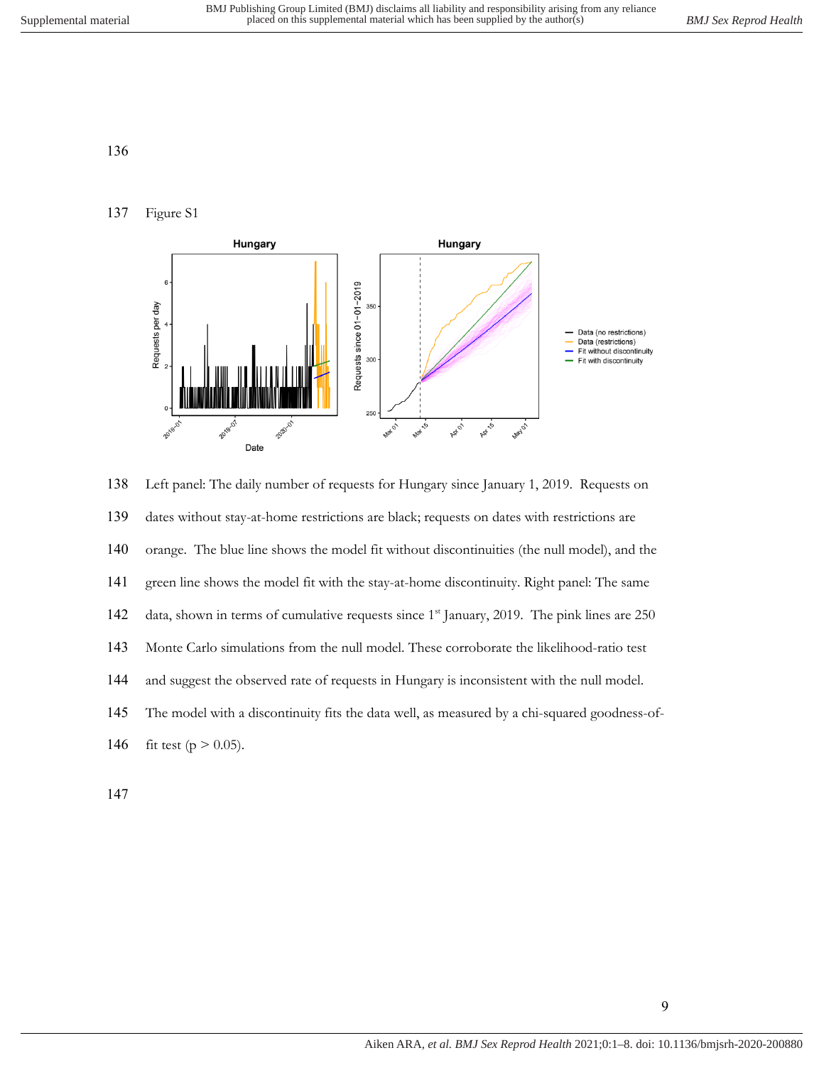Figure S1

Left panel: The daily number of requests for Hungary since January 1, 2019. Requests on dates without stay-at-home restrictions are black; requests on dates with restrictions are orange. The blue line shows the model fit without discontinuities (the null model), and the green line shows the model fit with the stay-at-home discontinuity. Right panel: The same data, shown in terms of cumulative requests since 1st January, 2019. The pink lines are 250 Monte Carlo simulations from the null model. These corroborate the likelihood-ratio test and suggest the observed rate of requests in Hungary is inconsistent with the null model. The model with a discontinuity fits the data well, as measured by a chi-squared goodness-of-fit test ($p > 0.05$).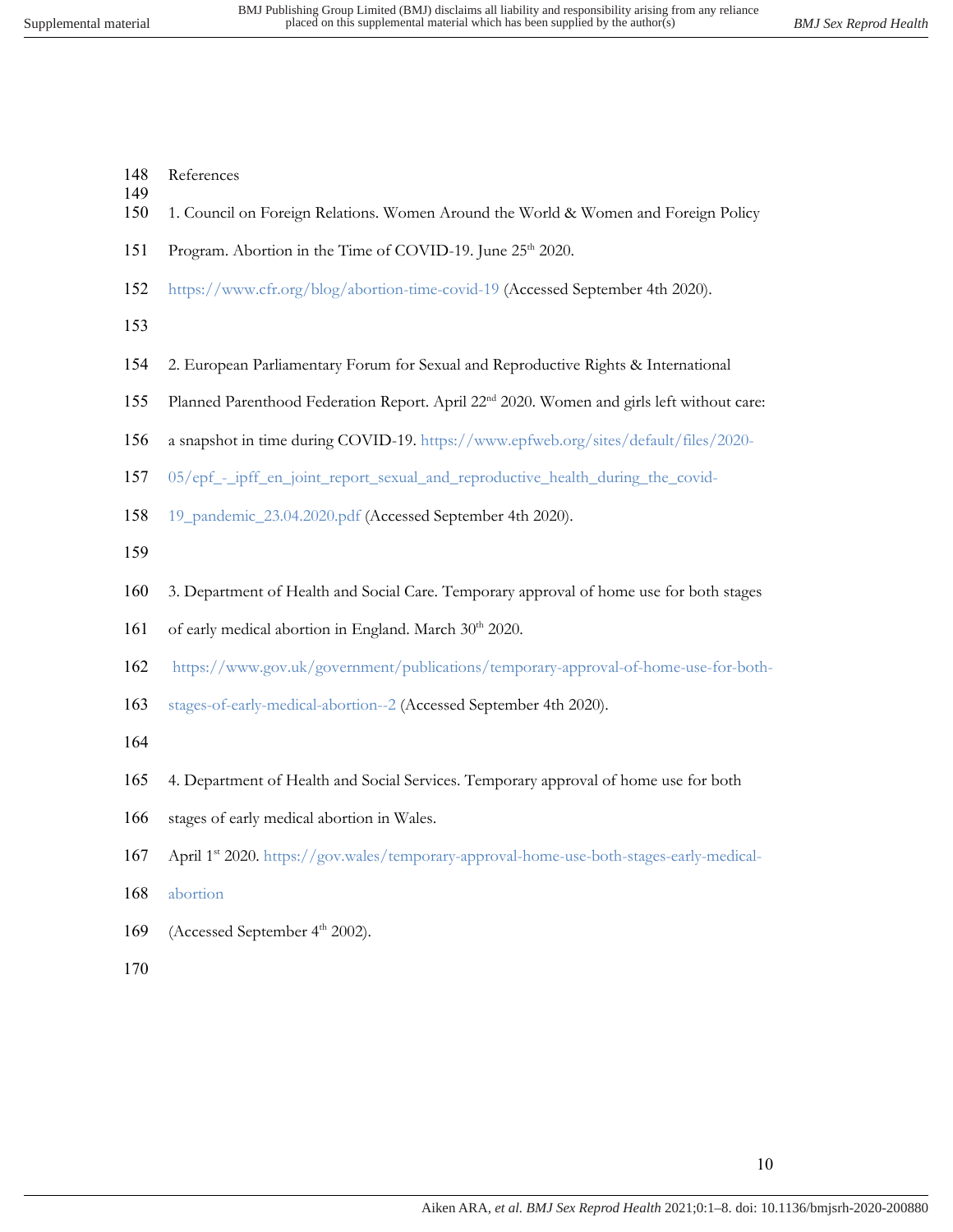References

1. Council on Foreign Relations. Women Around the World & Women and Foreign Policy Program. Abortion in the Time of COVID-19. June 25th 2020. https://www.cfr.org/blog/abortion-time-covid-19 (Accessed September 4th 2020).

2. European Parliamentary Forum for Sexual and Reproductive Rights & International Planned Parenthood Federation Report. April 22nd 2020. Women and girls left without care: a snapshot in time during COVID-19. https://www.epfweb.org/sites/default/files/2020-05/epf_-_ipff_en_joint_report_sexual_and_reproductive_health_during_the_covid-19_pandemic_23.04.2020.pdf (Accessed September 4th 2020).

3. Department of Health and Social Care. Temporary approval of home use for both stages of early medical abortion in England. March 30th 2020. https://www.gov.uk/government/publications/temporary-approval-of-home-use-for-both-stages-of-early-medical-abortion--2 (Accessed September 4th 2020).

4. Department of Health and Social Services. Temporary approval of home use for both stages of early medical abortion in Wales. April 1st 2020. https://gov.wales/temporary-approval-home-use-both-stages-early-medical-abortion (Accessed September 4th 2002).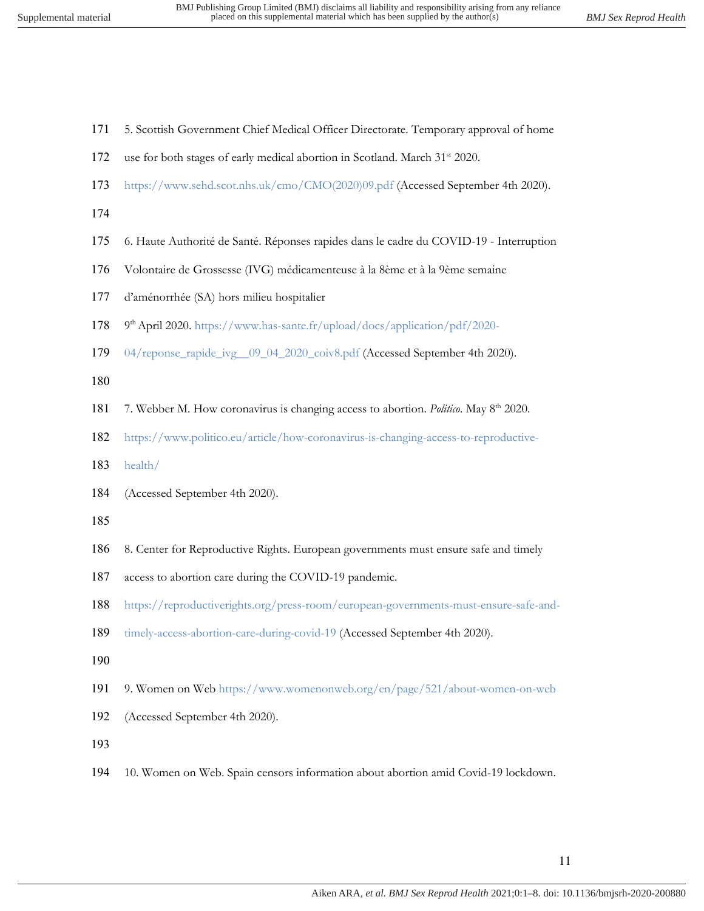5. Scottish Government Chief Medical Officer Directorate. Temporary approval of home use for both stages of early medical abortion in Scotland. March 31st 2020. https://www.sehd.scot.nhs.uk/cmo/CMO(2020)09.pdf (Accessed September 4th 2020).

6. Haute Autorité de Santé. Réponses rapides dans le cadre du COVID-19 - Interruption Volontaire de Grossesse (IVG) médicamenteuse à la 8ème et à la 9ème semaine d'aménorrhée (SA) hors milieu hospitalier
9th April 2020. https://www.has-sante.fr/upload/docs/application/pdf/2020-04/reponse_rapide_ivg__09_04_2020_coiv8.pdf (Accessed September 4th 2020).

7. Webber M. How coronavirus is changing access to abortion. *Politico*. May 8th 2020. https://www.politico.eu/article/how-coronavirus-is-changing-access-to-reproductive-health/
(Accessed September 4th 2020).

8. Center for Reproductive Rights. European governments must ensure safe and timely access to abortion care during the COVID-19 pandemic. https://reproductiverights.org/press-room/european-governments-must-ensure-safe-and-timely-access-abortion-care-during-covid-19 (Accessed September 4th 2020).

9. Women on Web https://www.womenonweb.org/en/page/521/about-women-on-web (Accessed September 4th 2020).

10. Women on Web. Spain censors information about abortion amid Covid-19 lockdown.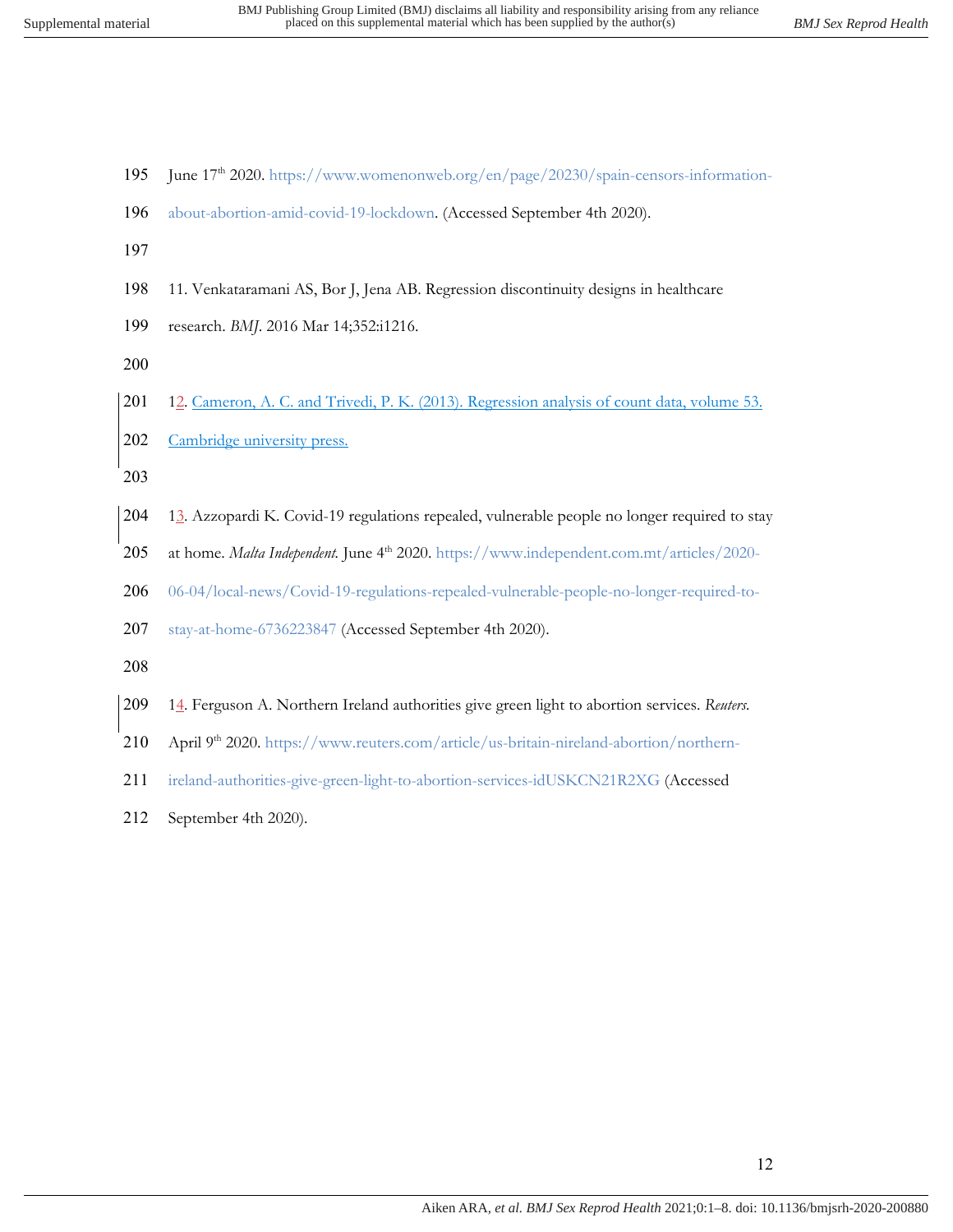June 17th 2020. https://www.womenonweb.org/en/page/20230/spain-censors-information-about-abortion-amid-covid-19-lockdown. (Accessed September 4th 2020).

11. Venkataramani AS, Bor J, Jena AB. Regression discontinuity designs in healthcare research. *BMJ*. 2016 Mar 14;352:i1216.

12. Cameron, A. C. and Trivedi, P. K. (2013). Regression analysis of count data, volume 53. Cambridge university press.

13. Azzopardi K. Covid-19 regulations repealed, vulnerable people no longer required to stay at home. *Malta Independent*. June 4th 2020. https://www.independent.com.mt/articles/2020-06-04/local-news/Covid-19-regulations-repealed-vulnerable-people-no-longer-required-to-stay-at-home-6736223847 (Accessed September 4th 2020).

14. Ferguson A. Northern Ireland authorities give green light to abortion services. *Reuters*. April 9th 2020. https://www.reuters.com/article/us-britain-nireland-abortion/northern-ireland-authorities-give-green-light-to-abortion-services-idUSKCN21R2XG (Accessed September 4th 2020).